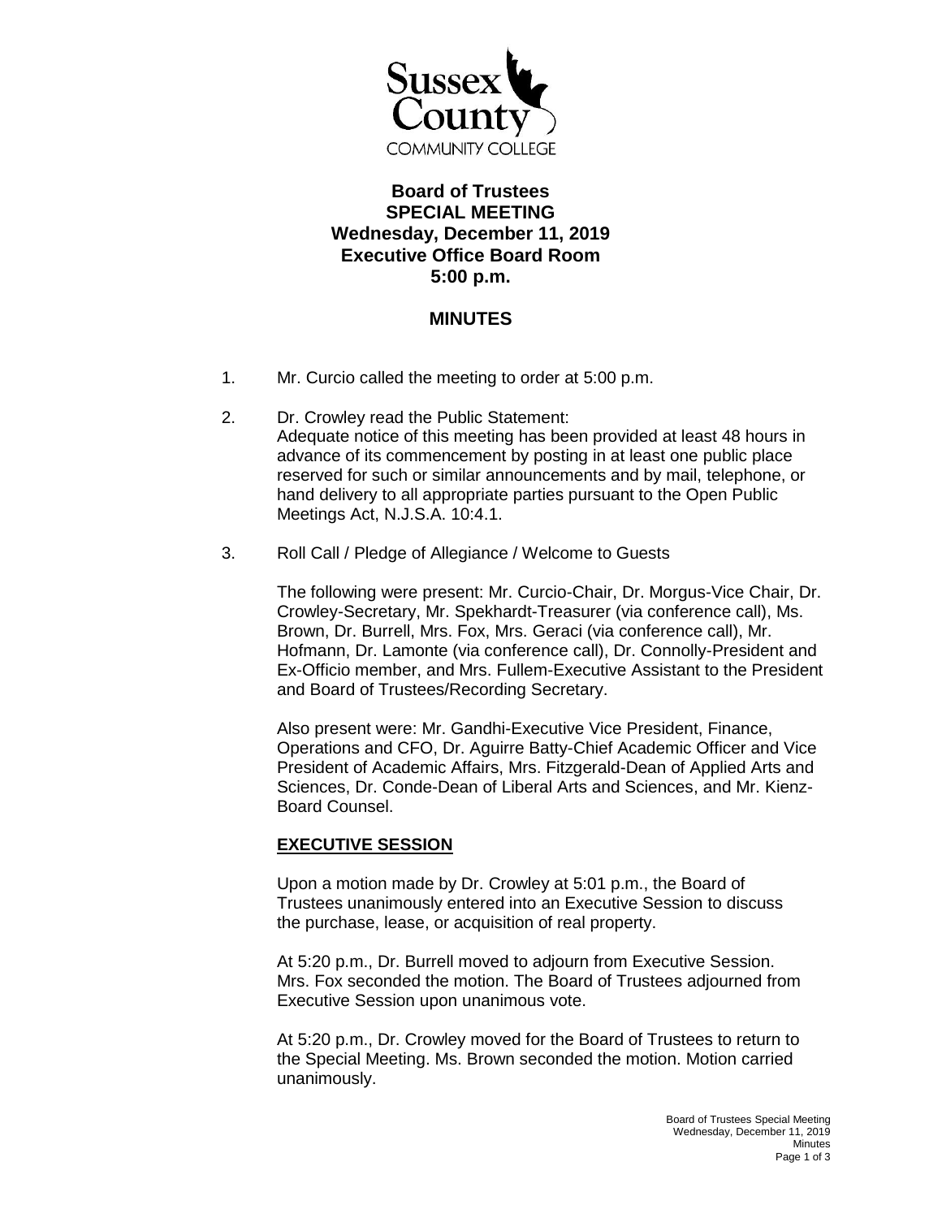Sussex County COMMUNITY COLLEGE

**Board of Trustees**
**SPECIAL MEETING**
**Wednesday, December 11, 2019**
**Executive Office Board Room**
**5:00 p.m.**

## MINUTES

1. Mr. Curcio called the meeting to order at 5:00 p.m.

2. Dr. Crowley read the Public Statement:
   Adequate notice of this meeting has been provided at least 48 hours in advance of its commencement by posting in at least one public place reserved for such or similar announcements and by mail, telephone, or hand delivery to all appropriate parties pursuant to the Open Public Meetings Act, N.J.S.A. 10:4.1.

3. Roll Call / Pledge of Allegiance / Welcome to Guests

   The following were present: Mr. Curcio-Chair, Dr. Morgus-Vice Chair, Dr. Crowley-Secretary, Mr. Spekhardt-Treasurer (via conference call), Ms. Brown, Dr. Burrell, Mrs. Fox, Mrs. Geraci (via conference call), Mr. Hofmann, Dr. Lamonte (via conference call), Dr. Connolly-President and Ex-Officio member, and Mrs. Fullem-Executive Assistant to the President and Board of Trustees/Recording Secretary.

   Also present were: Mr. Gandhi-Executive Vice President, Finance, Operations and CFO, Dr. Aguirre Batty-Chief Academic Officer and Vice President of Academic Affairs, Mrs. Fitzgerald-Dean of Applied Arts and Sciences, Dr. Conde-Dean of Liberal Arts and Sciences, and Mr. Kienz-Board Counsel.

   **EXECUTIVE SESSION**

   Upon a motion made by Dr. Crowley at 5:01 p.m., the Board of Trustees unanimously entered into an Executive Session to discuss the purchase, lease, or acquisition of real property.

   At 5:20 p.m., Dr. Burrell moved to adjourn from Executive Session. Mrs. Fox seconded the motion. The Board of Trustees adjourned from Executive Session upon unanimous vote.

   At 5:20 p.m., Dr. Crowley moved for the Board of Trustees to return to the Special Meeting. Ms. Brown seconded the motion. Motion carried unanimously.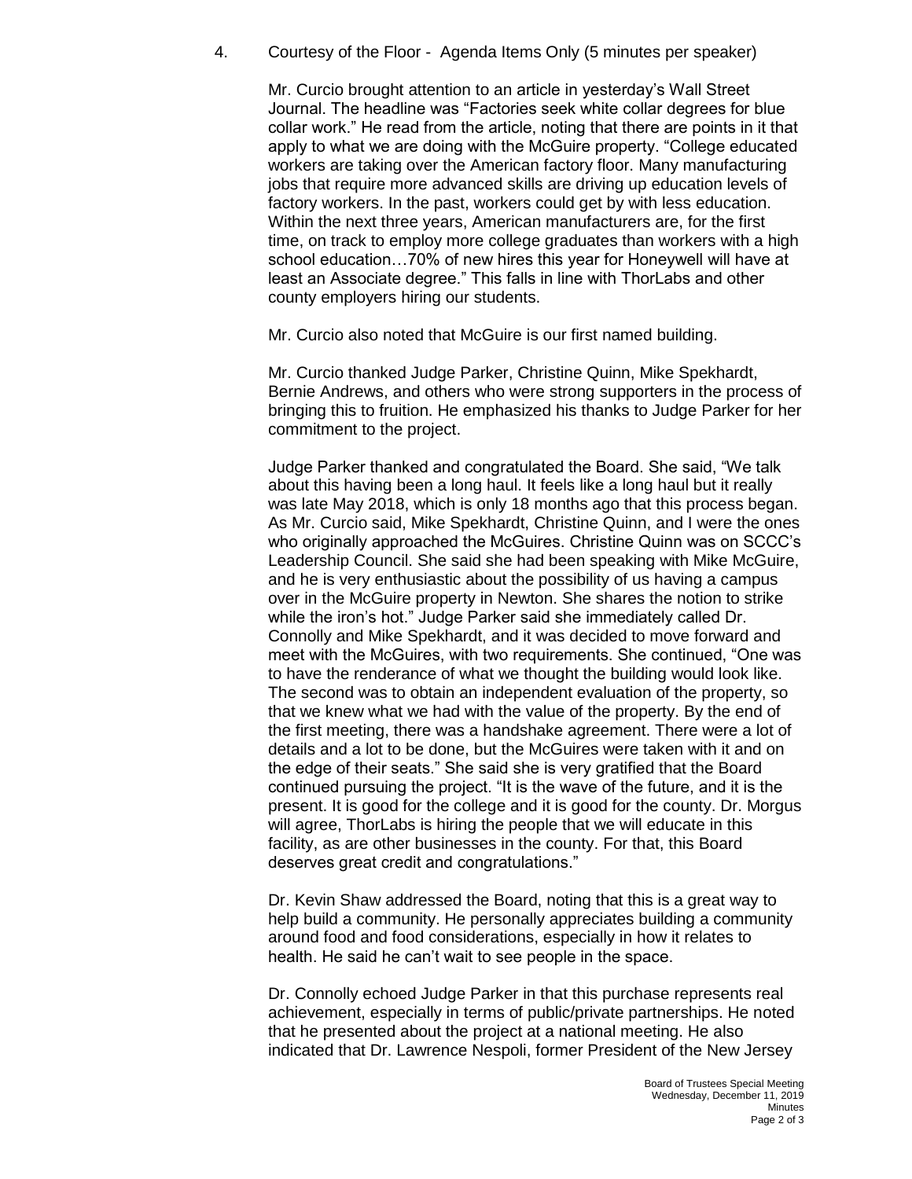4. Courtesy of the Floor - Agenda Items Only (5 minutes per speaker)

   Mr. Curcio brought attention to an article in yesterday's Wall Street Journal. The headline was "Factories seek white collar degrees for blue collar work." He read from the article, noting that there are points in it that apply to what we are doing with the McGuire property. "College educated workers are taking over the American factory floor. Many manufacturing jobs that require more advanced skills are driving up education levels of factory workers. In the past, workers could get by with less education. Within the next three years, American manufacturers are, for the first time, on track to employ more college graduates than workers with a high school education…70% of new hires this year for Honeywell will have at least an Associate degree." This falls in line with ThorLabs and other county employers hiring our students.

   Mr. Curcio also noted that McGuire is our first named building.

   Mr. Curcio thanked Judge Parker, Christine Quinn, Mike Spekhardt, Bernie Andrews, and others who were strong supporters in the process of bringing this to fruition. He emphasized his thanks to Judge Parker for her commitment to the project.

   Judge Parker thanked and congratulated the Board. She said, "We talk about this having been a long haul. It feels like a long haul but it really was late May 2018, which is only 18 months ago that this process began. As Mr. Curcio said, Mike Spekhardt, Christine Quinn, and I were the ones who originally approached the McGuires. Christine Quinn was on SCCC's Leadership Council. She said she had been speaking with Mike McGuire, and he is very enthusiastic about the possibility of us having a campus over in the McGuire property in Newton. She shares the notion to strike while the iron's hot." Judge Parker said she immediately called Dr. Connolly and Mike Spekhardt, and it was decided to move forward and meet with the McGuires, with two requirements. She continued, "One was to have the renderance of what we thought the building would look like. The second was to obtain an independent evaluation of the property, so that we knew what we had with the value of the property. By the end of the first meeting, there was a handshake agreement. There were a lot of details and a lot to be done, but the McGuires were taken with it and on the edge of their seats." She said she is very gratified that the Board continued pursuing the project. "It is the wave of the future, and it is the present. It is good for the college and it is good for the county. Dr. Morgus will agree, ThorLabs is hiring the people that we will educate in this facility, as are other businesses in the county. For that, this Board deserves great credit and congratulations."

   Dr. Kevin Shaw addressed the Board, noting that this is a great way to help build a community. He personally appreciates building a community around food and food considerations, especially in how it relates to health. He said he can't wait to see people in the space.

   Dr. Connolly echoed Judge Parker in that this purchase represents real achievement, especially in terms of public/private partnerships. He noted that he presented about the project at a national meeting. He also indicated that Dr. Lawrence Nespoli, former President of the New Jersey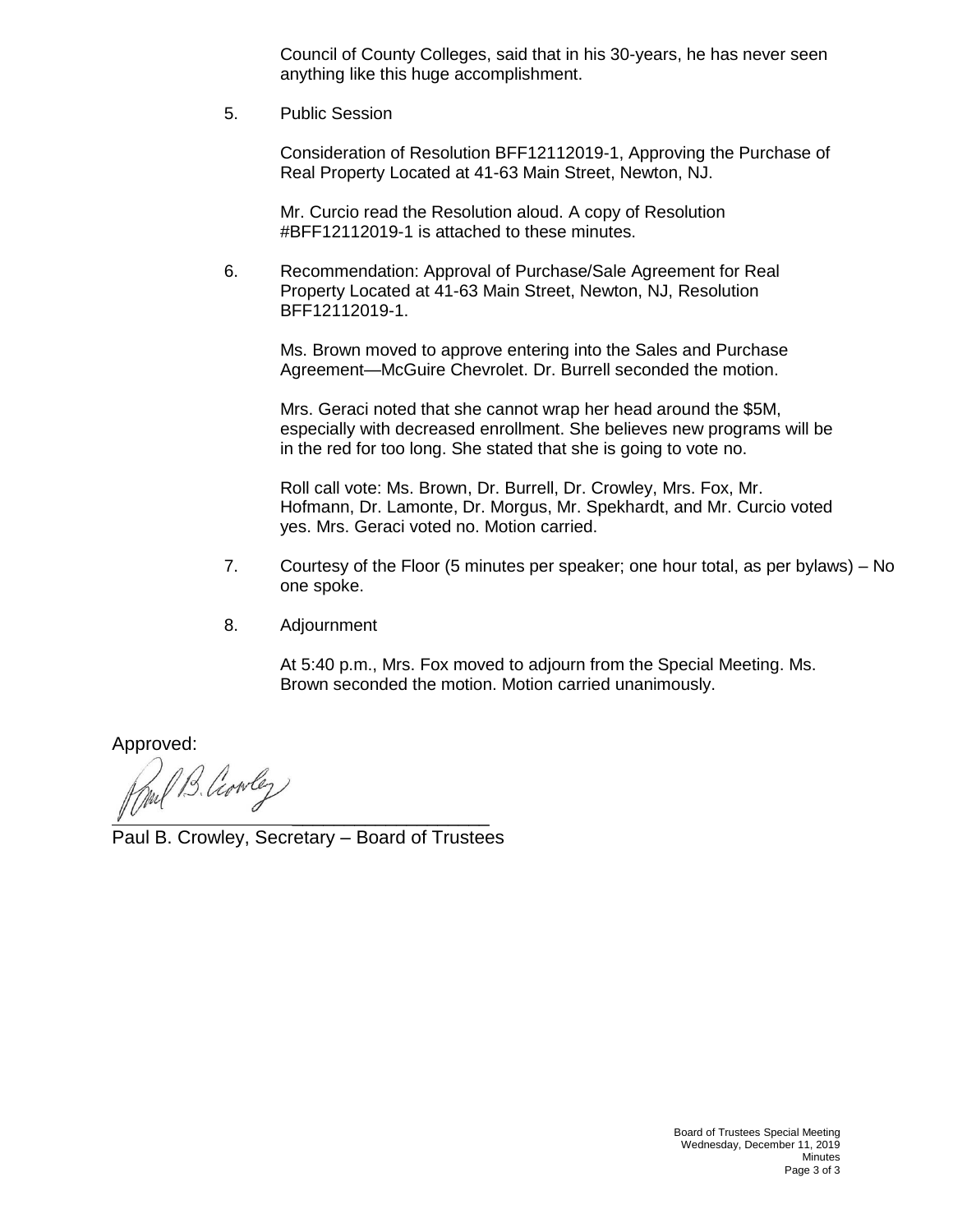Council of County Colleges, said that in his 30-years, he has never seen anything like this huge accomplishment.

5. Public Session

   Consideration of Resolution BFF12112019-1, Approving the Purchase of Real Property Located at 41-63 Main Street, Newton, NJ.

   Mr. Curcio read the Resolution aloud. A copy of Resolution #BFF12112019-1 is attached to these minutes.

6. Recommendation: Approval of Purchase/Sale Agreement for Real Property Located at 41-63 Main Street, Newton, NJ, Resolution BFF12112019-1.

   Ms. Brown moved to approve entering into the Sales and Purchase Agreement—McGuire Chevrolet. Dr. Burrell seconded the motion.

   Mrs. Geraci noted that she cannot wrap her head around the $5M, especially with decreased enrollment. She believes new programs will be in the red for too long. She stated that she is going to vote no.

   Roll call vote: Ms. Brown, Dr. Burrell, Dr. Crowley, Mrs. Fox, Mr. Hofmann, Dr. Lamonte, Dr. Morgus, Mr. Spekhardt, and Mr. Curcio voted yes. Mrs. Geraci voted no. Motion carried.

7. Courtesy of the Floor (5 minutes per speaker; one hour total, as per bylaws) – No one spoke.

8. Adjournment

   At 5:40 p.m., Mrs. Fox moved to adjourn from the Special Meeting. Ms. Brown seconded the motion. Motion carried unanimously.

Approved:

Paul B. Crowley

Paul B. Crowley, Secretary – Board of Trustees

Board of Trustees Special Meeting
Wednesday, December 11, 2019
Minutes